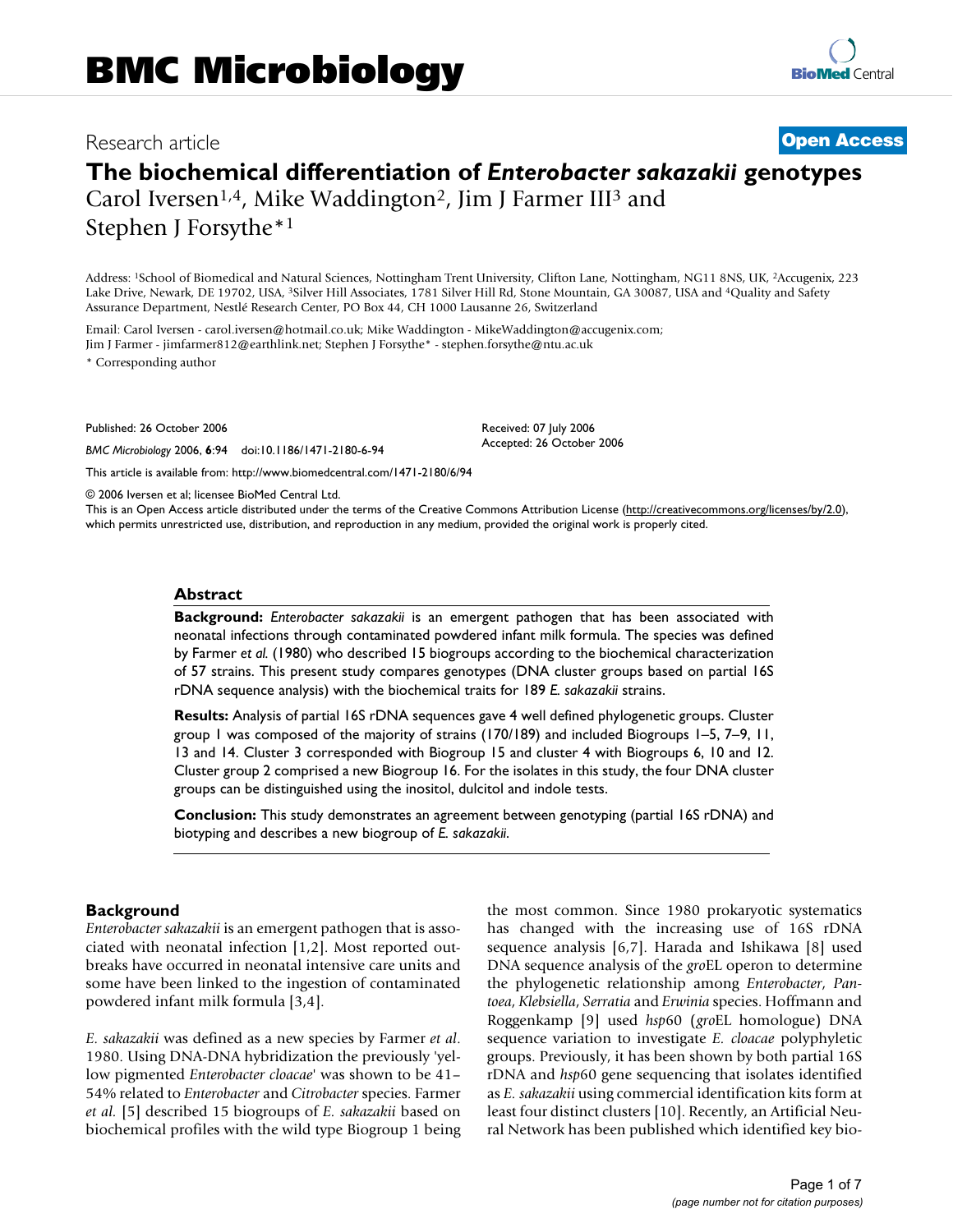BMC Microbiology

Research article

**Open Access**

# The biochemical differentiation of *Enterobacter sakazakii* genotypes

Carol Iversen[1,4], Mike Waddington[2], Jim J Farmer III[3] and Stephen J Forsythe*[1]

Address: [1]School of Biomedical and Natural Sciences, Nottingham Trent University, Clifton Lane, Nottingham, NG11 8NS, UK, [2]Accugenix, 223 Lake Drive, Newark, DE 19702, USA, [3]Silver Hill Associates, 1781 Silver Hill Rd, Stone Mountain, GA 30087, USA and [4]Quality and Safety Assurance Department, Nestlé Research Center, PO Box 44, CH 1000 Lausanne 26, Switzerland

Email: Carol Iversen - carol.iversen@hotmail.co.uk; Mike Waddington - MikeWaddington@accugenix.com; Jim J Farmer - jimfarmer812@earthlink.net; Stephen J Forsythe* - stephen.forsythe@ntu.ac.uk

* Corresponding author

Published: 26 October 2006

*BMC Microbiology* 2006, **6**:94 doi:10.1186/1471-2180-6-94

Received: 07 July 2006
Accepted: 26 October 2006

This article is available from: http://www.biomedcentral.com/1471-2180/6/94

© 2006 Iversen et al; licensee BioMed Central Ltd.
This is an Open Access article distributed under the terms of the Creative Commons Attribution License (http://creativecommons.org/licenses/by/2.0), which permits unrestricted use, distribution, and reproduction in any medium, provided the original work is properly cited.

## Abstract

**Background:** *Enterobacter sakazakii* is an emergent pathogen that has been associated with neonatal infections through contaminated powdered infant milk formula. The species was defined by Farmer *et al.* (1980) who described 15 biogroups according to the biochemical characterization of 57 strains. This present study compares genotypes (DNA cluster groups based on partial 16S rDNA sequence analysis) with the biochemical traits for 189 *E. sakazakii* strains.

**Results:** Analysis of partial 16S rDNA sequences gave 4 well defined phylogenetic groups. Cluster group 1 was composed of the majority of strains (170/189) and included Biogroups 1–5, 7–9, 11, 13 and 14. Cluster 3 corresponded with Biogroup 15 and cluster 4 with Biogroups 6, 10 and 12. Cluster group 2 comprised a new Biogroup 16. For the isolates in this study, the four DNA cluster groups can be distinguished using the inositol, dulcitol and indole tests.

**Conclusion:** This study demonstrates an agreement between genotyping (partial 16S rDNA) and biotyping and describes a new biogroup of *E. sakazakii.*

## Background

*Enterobacter sakazakii* is an emergent pathogen that is associated with neonatal infection [1,2]. Most reported outbreaks have occurred in neonatal intensive care units and some have been linked to the ingestion of contaminated powdered infant milk formula [3,4].

*E. sakazakii* was defined as a new species by Farmer *et al*. 1980. Using DNA-DNA hybridization the previously 'yellow pigmented *Enterobacter cloacae*' was shown to be 41–54% related to *Enterobacter* and *Citrobacter* species. Farmer *et al.* [5] described 15 biogroups of *E. sakazakii* based on biochemical profiles with the wild type Biogroup 1 being the most common. Since 1980 prokaryotic systematics has changed with the increasing use of 16S rDNA sequence analysis [6,7]. Harada and Ishikawa [8] used DNA sequence analysis of the *gro*EL operon to determine the phylogenetic relationship among *Enterobacter*, *Pantoea*, *Klebsiella*, *Serratia* and *Erwinia* species. Hoffmann and Roggenkamp [9] used *hsp*60 (*gro*EL homologue) DNA sequence variation to investigate *E. cloacae* polyphyletic groups. Previously, it has been shown by both partial 16S rDNA and *hsp*60 gene sequencing that isolates identified as *E. sakazakii* using commercial identification kits form at least four distinct clusters [10]. Recently, an Artificial Neural Network has been published which identified key bio-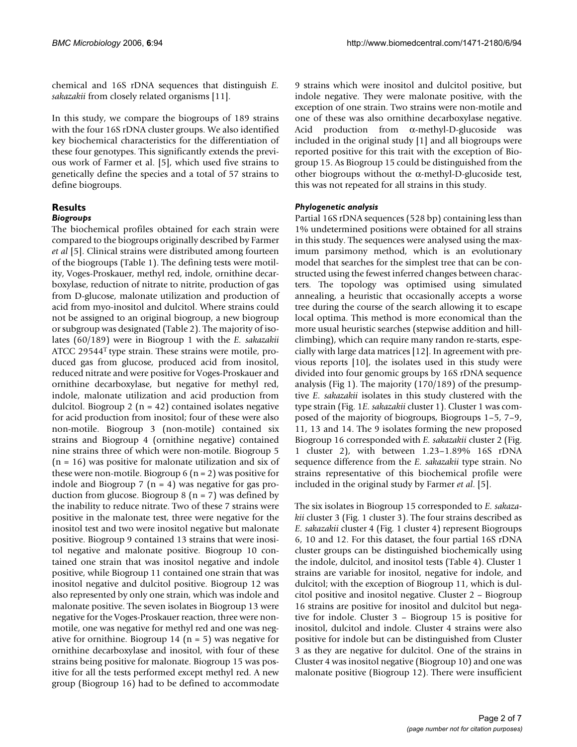chemical and 16S rDNA sequences that distinguish *E. sakazakii* from closely related organisms [11].

In this study, we compare the biogroups of 189 strains with the four 16S rDNA cluster groups. We also identified key biochemical characteristics for the differentiation of these four genotypes. This significantly extends the previous work of Farmer et al. [5], which used five strains to genetically define the species and a total of 57 strains to define biogroups.

## Results

### Biogroups

The biochemical profiles obtained for each strain were compared to the biogroups originally described by Farmer *et al* [5]. Clinical strains were distributed among fourteen of the biogroups (Table 1). The defining tests were motility, Voges-Proskauer, methyl red, indole, ornithine decarboxylase, reduction of nitrate to nitrite, production of gas from D-glucose, malonate utilization and production of acid from myo-inositol and dulcitol. Where strains could not be assigned to an original biogroup, a new biogroup or subgroup was designated (Table 2). The majority of isolates (60/189) were in Biogroup 1 with the *E. sakazakii* ATCC 29544^T type strain. These strains were motile, produced gas from glucose, produced acid from inositol, reduced nitrate and were positive for Voges-Proskauer and ornithine decarboxylase, but negative for methyl red, indole, malonate utilization and acid production from dulcitol. Biogroup 2 (n = 42) contained isolates negative for acid production from inositol; four of these were also non-motile. Biogroup 3 (non-motile) contained six strains and Biogroup 4 (ornithine negative) contained nine strains three of which were non-motile. Biogroup 5 (n = 16) was positive for malonate utilization and six of these were non-motile. Biogroup 6 (n = 2) was positive for indole and Biogroup 7 (n = 4) was negative for gas production from glucose. Biogroup 8 (n = 7) was defined by the inability to reduce nitrate. Two of these 7 strains were positive in the malonate test, three were negative for the inositol test and two were inositol negative but malonate positive. Biogroup 9 contained 13 strains that were inositol negative and malonate positive. Biogroup 10 contained one strain that was inositol negative and indole positive, while Biogroup 11 contained one strain that was inositol negative and dulcitol positive. Biogroup 12 was also represented by only one strain, which was indole and malonate positive. The seven isolates in Biogroup 13 were negative for the Voges-Proskauer reaction, three were non-motile, one was negative for methyl red and one was negative for ornithine. Biogroup 14 (n = 5) was negative for ornithine decarboxylase and inositol, with four of these strains being positive for malonate. Biogroup 15 was positive for all the tests performed except methyl red. A new group (Biogroup 16) had to be defined to accommodate 9 strains which were inositol and dulcitol positive, but indole negative. They were malonate positive, with the exception of one strain. Two strains were non-motile and one of these was also ornithine decarboxylase negative. Acid production from α-methyl-D-glucoside was included in the original study [1] and all biogroups were reported positive for this trait with the exception of Biogroup 15. As Biogroup 15 could be distinguished from the other biogroups without the α-methyl-D-glucoside test, this was not repeated for all strains in this study.

### Phylogenetic analysis

Partial 16S rDNA sequences (528 bp) containing less than 1% undetermined positions were obtained for all strains in this study. The sequences were analysed using the maximum parsimony method, which is an evolutionary model that searches for the simplest tree that can be constructed using the fewest inferred changes between characters. The topology was optimised using simulated annealing, a heuristic that occasionally accepts a worse tree during the course of the search allowing it to escape local optima. This method is more economical than the more usual heuristic searches (stepwise addition and hill-climbing), which can require many randon re-starts, especially with large data matrices [12]. In agreement with previous reports [10], the isolates used in this study were divided into four genomic groups by 16S rDNA sequence analysis (Fig 1). The majority (170/189) of the presumptive *E. sakazakii* isolates in this study clustered with the type strain (Fig. 1*E. sakazakii* cluster 1). Cluster 1 was composed of the majority of biogroups, Biogroups 1–5, 7–9, 11, 13 and 14. The 9 isolates forming the new proposed Biogroup 16 corresponded with *E. sakazakii* cluster 2 (Fig. 1 cluster 2), with between 1.23–1.89% 16S rDNA sequence difference from the *E. sakazakii* type strain. No strains representative of this biochemical profile were included in the original study by Farmer *et al*. [5].

The six isolates in Biogroup 15 corresponded to *E. sakazakii* cluster 3 (Fig. 1 cluster 3). The four strains described as *E. sakazakii* cluster 4 (Fig. 1 cluster 4) represent Biogroups 6, 10 and 12. For this dataset, the four partial 16S rDNA cluster groups can be distinguished biochemically using the indole, dulcitol, and inositol tests (Table 4). Cluster 1 strains are variable for inositol, negative for indole, and dulcitol; with the exception of Biogroup 11, which is dulcitol positive and inositol negative. Cluster 2 – Biogroup 16 strains are positive for inositol and dulcitol but negative for indole. Cluster 3 – Biogroup 15 is positive for inositol, dulcitol and indole. Cluster 4 strains were also positive for indole but can be distinguished from Cluster 3 as they are negative for dulcitol. One of the strains in Cluster 4 was inositol negative (Biogroup 10) and one was malonate positive (Biogroup 12). There were insufficient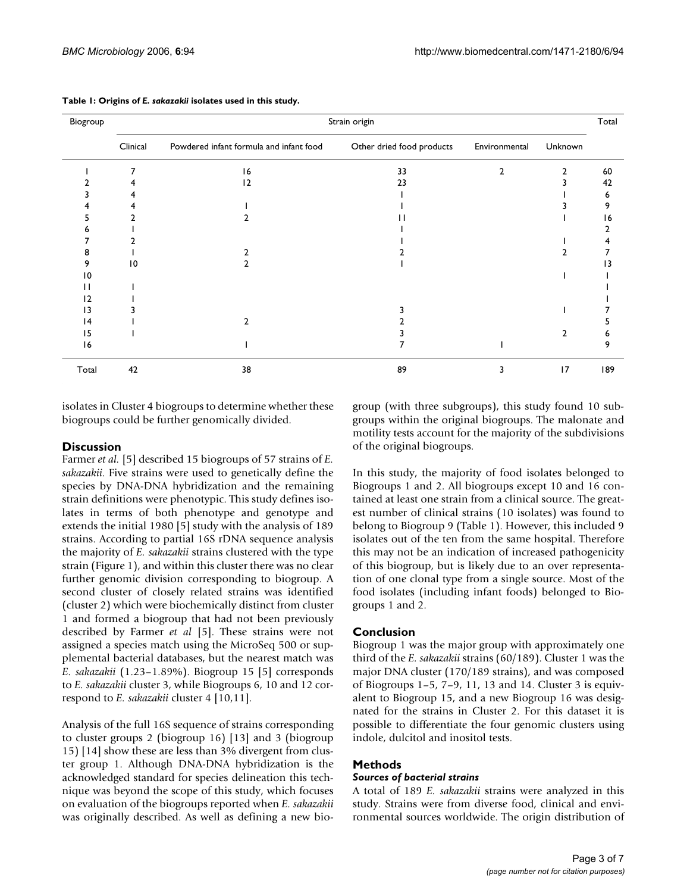**Table 1: Origins of *E. sakazakii* isolates used in this study.**

| Biogroup | Strain origin | | | | | Total |
|---|---|---|---|---|---|---|
| | Clinical | Powdered infant formula and infant food | Other dried food products | Environmental | Unknown | |
| 1 | 7 | 16 | 33 | 2 | 2 | 60 |
| 2 | 4 | 12 | 23 | | 3 | 42 |
| 3 | 4 | | 1 | | 1 | 6 |
| 4 | 4 | 1 | 1 | | 3 | 9 |
| 5 | 2 | 2 | 11 | | 1 | 16 |
| 6 | 1 | | 1 | | | 2 |
| 7 | 2 | | 1 | | 1 | 4 |
| 8 | 1 | 2 | 2 | | 2 | 7 |
| 9 | 10 | 2 | 1 | | | 13 |
| 10 | | | | | 1 | 1 |
| 11 | 1 | | | | | 1 |
| 12 | 1 | | | | | 1 |
| 13 | 3 | | 3 | | 1 | 7 |
| 14 | 1 | 2 | 2 | | | 5 |
| 15 | 1 | | 3 | | 2 | 6 |
| 16 | | 1 | 7 | 1 | | 9 |
| Total | 42 | 38 | 89 | 3 | 17 | 189 |

isolates in Cluster 4 biogroups to determine whether these biogroups could be further genomically divided.

## Discussion

Farmer *et al.* [5] described 15 biogroups of 57 strains of *E. sakazakii*. Five strains were used to genetically define the species by DNA-DNA hybridization and the remaining strain definitions were phenotypic. This study defines isolates in terms of both phenotype and genotype and extends the initial 1980 [5] study with the analysis of 189 strains. According to partial 16S rDNA sequence analysis the majority of *E. sakazakii* strains clustered with the type strain (Figure 1), and within this cluster there was no clear further genomic division corresponding to biogroup. A second cluster of closely related strains was identified (cluster 2) which were biochemically distinct from cluster 1 and formed a biogroup that had not been previously described by Farmer *et al* [5]. These strains were not assigned a species match using the MicroSeq 500 or supplemental bacterial databases, but the nearest match was *E. sakazakii* (1.23–1.89%). Biogroup 15 [5] corresponds to *E. sakazakii* cluster 3, while Biogroups 6, 10 and 12 correspond to *E. sakazakii* cluster 4 [10,11].

Analysis of the full 16S sequence of strains corresponding to cluster groups 2 (biogroup 16) [13] and 3 (biogroup 15) [14] show these are less than 3% divergent from cluster group 1. Although DNA-DNA hybridization is the acknowledged standard for species delineation this technique was beyond the scope of this study, which focuses on evaluation of the biogroups reported when *E. sakazakii* was originally described. As well as defining a new biogroup (with three subgroups), this study found 10 subgroups within the original biogroups. The malonate and motility tests account for the majority of the subdivisions of the original biogroups.

In this study, the majority of food isolates belonged to Biogroups 1 and 2. All biogroups except 10 and 16 contained at least one strain from a clinical source. The greatest number of clinical strains (10 isolates) was found to belong to Biogroup 9 (Table 1). However, this included 9 isolates out of the ten from the same hospital. Therefore this may not be an indication of increased pathogenicity of this biogroup, but is likely due to an over representation of one clonal type from a single source. Most of the food isolates (including infant foods) belonged to Biogroups 1 and 2.

## Conclusion

Biogroup 1 was the major group with approximately one third of the *E. sakazakii* strains (60/189). Cluster 1 was the major DNA cluster (170/189 strains), and was composed of Biogroups 1–5, 7–9, 11, 13 and 14. Cluster 3 is equivalent to Biogroup 15, and a new Biogroup 16 was designated for the strains in Cluster 2. For this dataset it is possible to differentiate the four genomic clusters using indole, dulcitol and inositol tests.

## Methods

### *Sources of bacterial strains*

A total of 189 *E. sakazakii* strains were analyzed in this study. Strains were from diverse food, clinical and environmental sources worldwide. The origin distribution of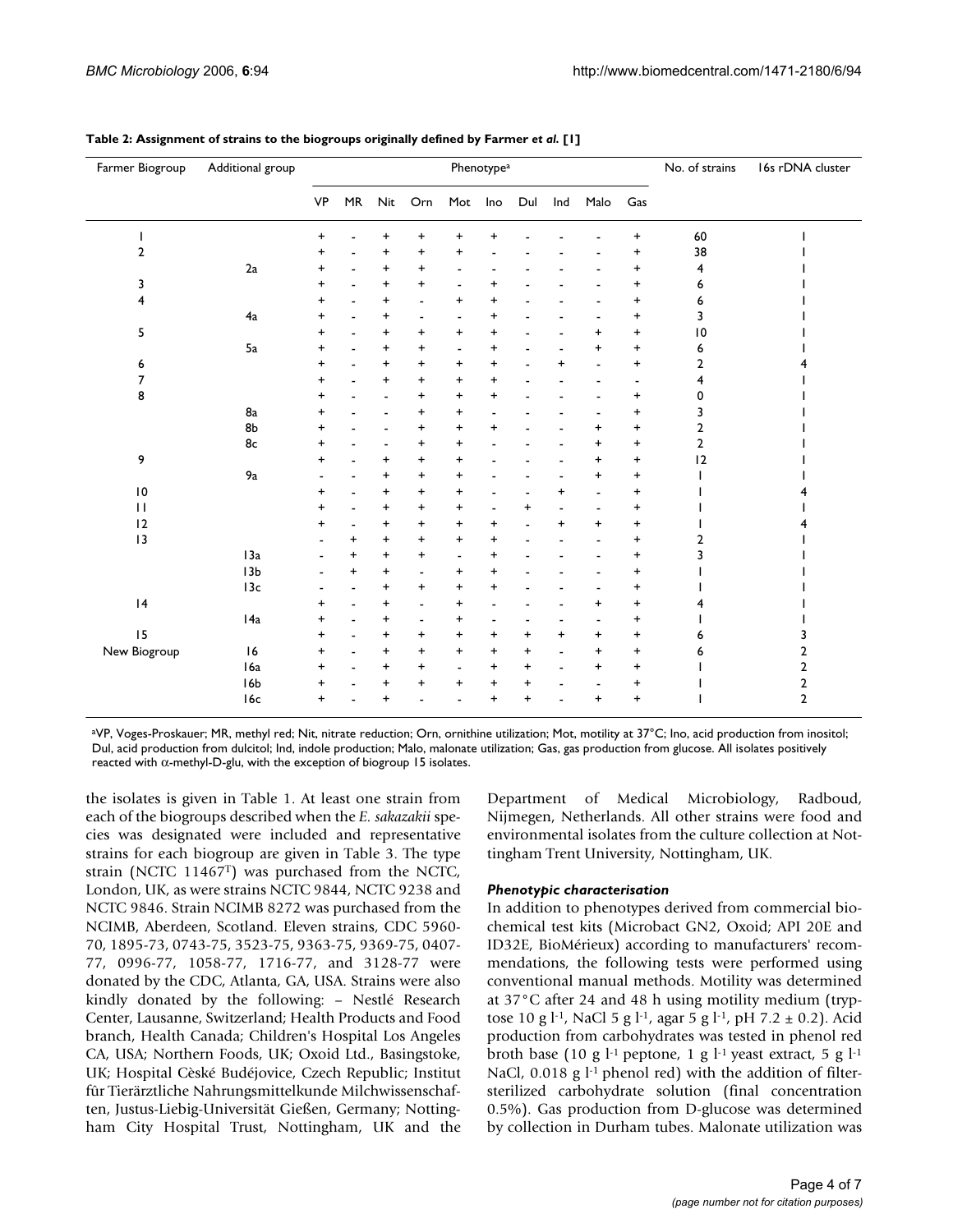**Table 2: Assignment of strains to the biogroups originally defined by Farmer *et al.* [1]**

| Farmer Biogroup | Additional group | Phenotype[a] | | | | | | | | | | No. of strains | 16s rDNA cluster |
|---|---|---|---|---|---|---|---|---|---|---|---|---|---|
| | | VP | MR | Nit | Orn | Mot | Ino | Dul | Ind | Malo | Gas | | |
| 1 | | + | - | + | + | + | + | - | - | - | + | 60 | 1 |
| 2 | | + | - | + | + | + | - | - | - | - | + | 38 | 1 |
| | 2a | + | - | + | + | - | - | - | - | - | + | 4 | 1 |
| 3 | | + | - | + | + | - | + | - | - | - | + | 6 | 1 |
| 4 | | + | - | + | - | + | + | - | - | - | + | 6 | 1 |
| | 4a | + | - | + | - | - | + | - | - | - | + | 3 | 1 |
| 5 | | + | - | + | + | + | + | - | - | + | + | 10 | 1 |
| | 5a | + | - | + | + | - | + | - | - | + | + | 6 | 1 |
| 6 | | + | - | + | + | + | + | - | + | - | + | 2 | 4 |
| 7 | | + | - | + | + | + | + | - | - | - | - | 4 | 1 |
| 8 | | + | - | - | + | + | + | - | - | - | + | 0 | 1 |
| | 8a | + | - | - | + | + | - | - | - | - | + | 3 | 1 |
| | 8b | + | - | - | + | + | + | - | - | + | + | 2 | 1 |
| | 8c | + | - | - | + | + | - | - | - | + | + | 2 | 1 |
| 9 | | + | - | + | + | + | - | - | - | + | + | 12 | 1 |
| | 9a | - | - | + | + | + | - | - | - | + | + | 1 | 1 |
| 10 | | + | - | + | + | + | - | - | + | - | + | 1 | 4 |
| 11 | | + | - | + | + | + | - | + | - | - | + | 1 | 1 |
| 12 | | + | - | + | + | + | + | - | + | + | + | 1 | 4 |
| 13 | | - | + | + | + | + | + | - | - | - | + | 2 | 1 |
| | 13a | - | + | + | + | - | + | - | - | - | + | 3 | 1 |
| | 13b | - | + | + | - | + | + | - | - | - | + | 1 | 1 |
| | 13c | - | - | + | + | + | + | - | - | - | + | 1 | 1 |
| 14 | | + | - | + | - | + | - | - | - | + | + | 4 | 1 |
| | 14a | + | - | + | - | + | - | - | - | - | + | 1 | 1 |
| 15 | | + | - | + | + | + | + | + | + | + | + | 6 | 3 |
| New Biogroup | 16 | + | - | + | + | + | + | + | - | + | + | 6 | 2 |
| | 16a | + | - | + | + | - | + | + | - | + | + | 1 | 2 |
| | 16b | + | - | + | + | + | + | + | - | - | + | 1 | 2 |
| | 16c | + | - | + | - | - | + | + | - | + | + | 1 | 2 |

[a]VP, Voges-Proskauer; MR, methyl red; Nit, nitrate reduction; Orn, ornithine utilization; Mot, motility at 37°C; Ino, acid production from inositol; Dul, acid production from dulcitol; Ind, indole production; Malo, malonate utilization; Gas, gas production from glucose. All isolates positively reacted with α-methyl-D-glu, with the exception of biogroup 15 isolates.

the isolates is given in Table 1. At least one strain from each of the biogroups described when the *E. sakazakii* species was designated were included and representative strains for each biogroup are given in Table 3. The type strain (NCTC 11467[T]) was purchased from the NCTC, London, UK, as were strains NCTC 9844, NCTC 9238 and NCTC 9846. Strain NCIMB 8272 was purchased from the NCIMB, Aberdeen, Scotland. Eleven strains, CDC 5960-70, 1895-73, 0743-75, 3523-75, 9363-75, 9369-75, 0407-77, 0996-77, 1058-77, 1716-77, and 3128-77 were donated by the CDC, Atlanta, GA, USA. Strains were also kindly donated by the following: – Nestlé Research Center, Lausanne, Switzerland; Health Products and Food branch, Health Canada; Children's Hospital Los Angeles CA, USA; Northern Foods, UK; Oxoid Ltd., Basingstoke, UK; Hospital Cèské Budéjovice, Czech Republic; Institut fûr Tierärztliche Nahrungsmittelkunde Milchwissenschaften, Justus-Liebig-Universität Gießen, Germany; Nottingham City Hospital Trust, Nottingham, UK and the Department of Medical Microbiology, Radboud, Nijmegen, Netherlands. All other strains were food and environmental isolates from the culture collection at Nottingham Trent University, Nottingham, UK.

### *Phenotypic characterisation*

In addition to phenotypes derived from commercial biochemical test kits (Microbact GN2, Oxoid; API 20E and ID32E, BioMérieux) according to manufacturers' recommendations, the following tests were performed using conventional manual methods. Motility was determined at 37°C after 24 and 48 h using motility medium (tryptose 10 g $l^{-1}$, NaCl 5 g $l^{-1}$, agar 5 g $l^{-1}$, pH 7.2 ± 0.2). Acid production from carbohydrates was tested in phenol red broth base (10 g $l^{-1}$ peptone, 1 g $l^{-1}$ yeast extract, 5 g $l^{-1}$ NaCl, 0.018 g $l^{-1}$ phenol red) with the addition of filter-sterilized carbohydrate solution (final concentration 0.5%). Gas production from D-glucose was determined by collection in Durham tubes. Malonate utilization was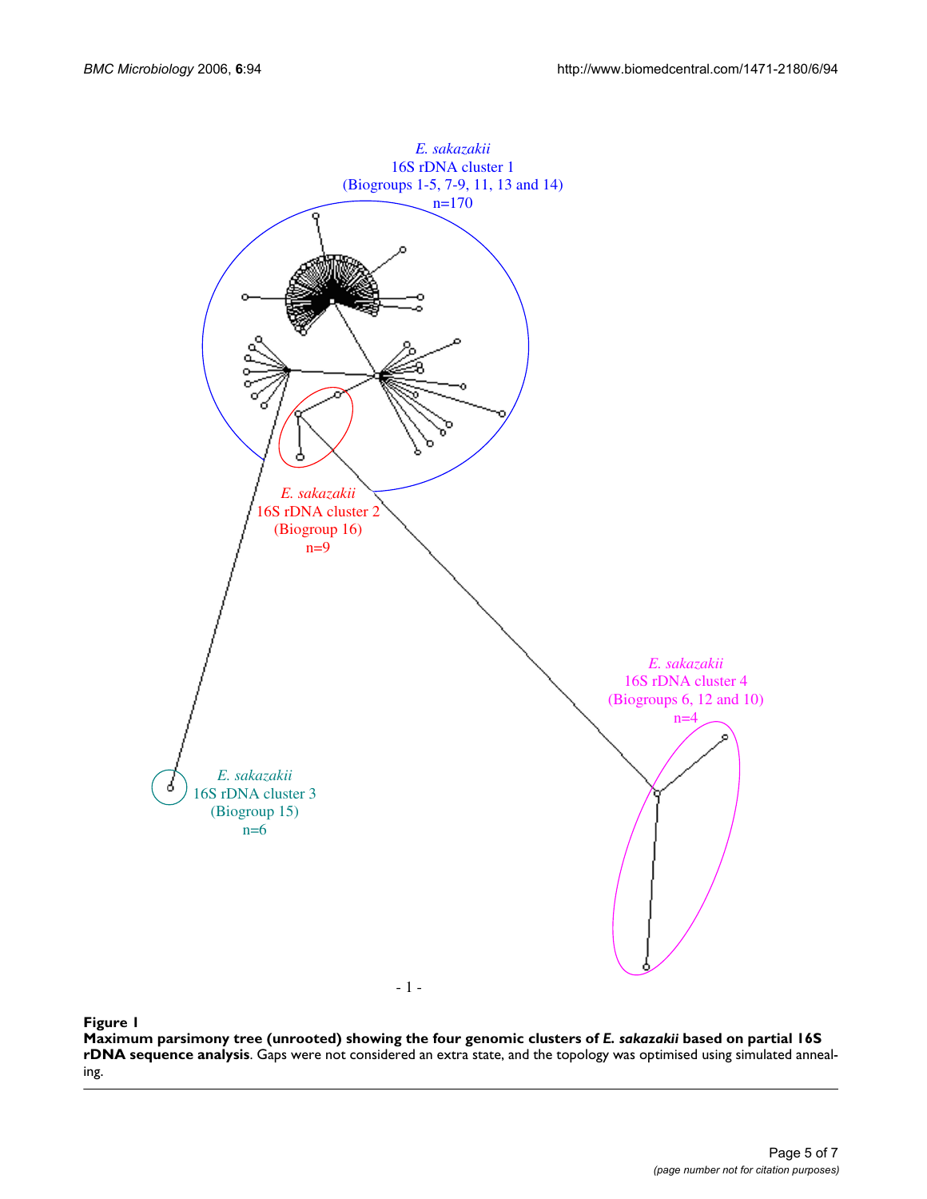**Figure 1**

**Maximum parsimony tree (unrooted) showing the four genomic clusters of *E. sakazakii* based on partial 16S rDNA sequence analysis**. Gaps were not considered an extra state, and the topology was optimised using simulated annealing.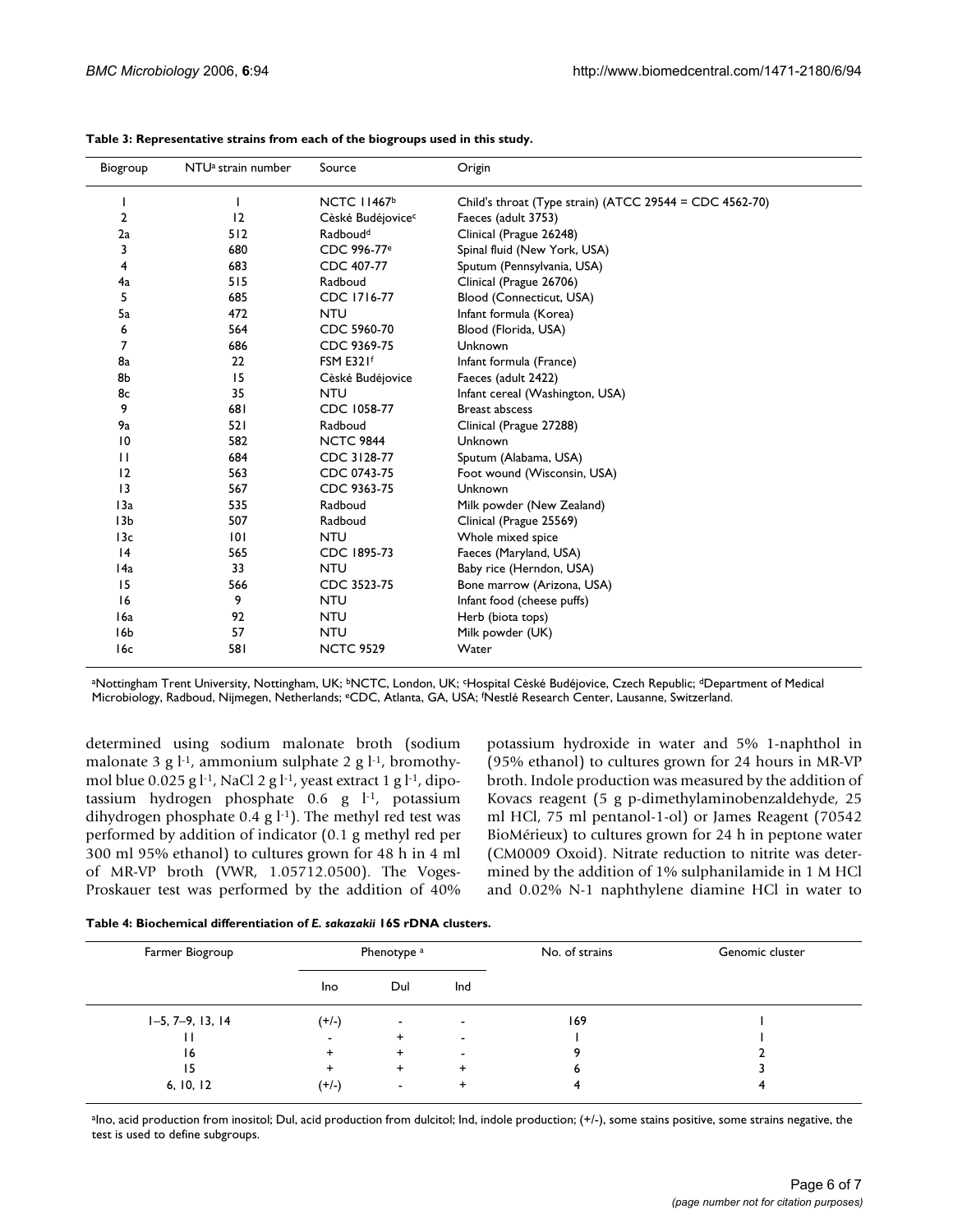**Table 3: Representative strains from each of the biogroups used in this study.**

| Biogroup | NTU[a] strain number | Source | Origin |
| --- | --- | --- | --- |
| 1 | 1 | NCTC 11467[b] | Child's throat (Type strain) (ATCC 29544 = CDC 4562-70) |
| 2 | 12 | Cèské Budéjovice[c] | Faeces (adult 3753) |
| 2a | 512 | Radboud[d] | Clinical (Prague 26248) |
| 3 | 680 | CDC 996-77[e] | Spinal fluid (New York, USA) |
| 4 | 683 | CDC 407-77 | Sputum (Pennsylvania, USA) |
| 4a | 515 | Radboud | Clinical (Prague 26706) |
| 5 | 685 | CDC 1716-77 | Blood (Connecticut, USA) |
| 5a | 472 | NTU | Infant formula (Korea) |
| 6 | 564 | CDC 5960-70 | Blood (Florida, USA) |
| 7 | 686 | CDC 9369-75 | Unknown |
| 8a | 22 | FSM E321[f] | Infant formula (France) |
| 8b | 15 | Cèské Budéjovice | Faeces (adult 2422) |
| 8c | 35 | NTU | Infant cereal (Washington, USA) |
| 9 | 681 | CDC 1058-77 | Breast abscess |
| 9a | 521 | Radboud | Clinical (Prague 27288) |
| 10 | 582 | NCTC 9844 | Unknown |
| 11 | 684 | CDC 3128-77 | Sputum (Alabama, USA) |
| 12 | 563 | CDC 0743-75 | Foot wound (Wisconsin, USA) |
| 13 | 567 | CDC 9363-75 | Unknown |
| 13a | 535 | Radboud | Milk powder (New Zealand) |
| 13b | 507 | Radboud | Clinical (Prague 25569) |
| 13c | 101 | NTU | Whole mixed spice |
| 14 | 565 | CDC 1895-73 | Faeces (Maryland, USA) |
| 14a | 33 | NTU | Baby rice (Herndon, USA) |
| 15 | 566 | CDC 3523-75 | Bone marrow (Arizona, USA) |
| 16 | 9 | NTU | Infant food (cheese puffs) |
| 16a | 92 | NTU | Herb (biota tops) |
| 16b | 57 | NTU | Milk powder (UK) |
| 16c | 581 | NCTC 9529 | Water |

[a]Nottingham Trent University, Nottingham, UK; [b]NCTC, London, UK; [c]Hospital Cèské Budéjovice, Czech Republic; [d]Department of Medical Microbiology, Radboud, Nijmegen, Netherlands; [e]CDC, Atlanta, GA, USA; [f]Nestlé Research Center, Lausanne, Switzerland.

determined using sodium malonate broth (sodium malonate 3 g $l^{-1}$, ammonium sulphate 2 g $l^{-1}$, bromothymol blue 0.025 g $l^{-1}$, NaCl 2 g $l^{-1}$, yeast extract 1 g $l^{-1}$, dipotassium hydrogen phosphate 0.6 g $l^{-1}$, potassium dihydrogen phosphate 0.4 g $l^{-1}$). The methyl red test was performed by addition of indicator (0.1 g methyl red per 300 ml 95% ethanol) to cultures grown for 48 h in 4 ml of MR-VP broth (VWR, 1.05712.0500). The Voges-Proskauer test was performed by the addition of 40% potassium hydroxide in water and 5% 1-naphthol in (95% ethanol) to cultures grown for 24 hours in MR-VP broth. Indole production was measured by the addition of Kovacs reagent (5 g p-dimethylaminobenzaldehyde, 25 ml HCl, 75 ml pentanol-1-ol) or James Reagent (70542 BioMérieux) to cultures grown for 24 h in peptone water (CM0009 Oxoid). Nitrate reduction to nitrite was determined by the addition of 1% sulphanilamide in 1 M HCl and 0.02% N-1 naphthylene diamine HCl in water to

**Table 4: Biochemical differentiation of *E. sakazakii* 16S rDNA clusters.**

| Farmer Biogroup | Phenotype [a] | | | No. of strains | Genomic cluster |
| --- | --- | --- | --- | --- | --- |
| | Ino | Dul | Ind | | |
| 1–5, 7–9, 13, 14 | (+/-) | - | - | 169 | 1 |
| 11 | - | + | - | 1 | 1 |
| 16 | + | + | - | 9 | 2 |
| 15 | + | + | + | 6 | 3 |
| 6, 10, 12 | (+/-) | - | + | 4 | 4 |

[a]Ino, acid production from inositol; Dul, acid production from dulcitol; Ind, indole production; (+/-), some stains positive, some strains negative, the test is used to define subgroups.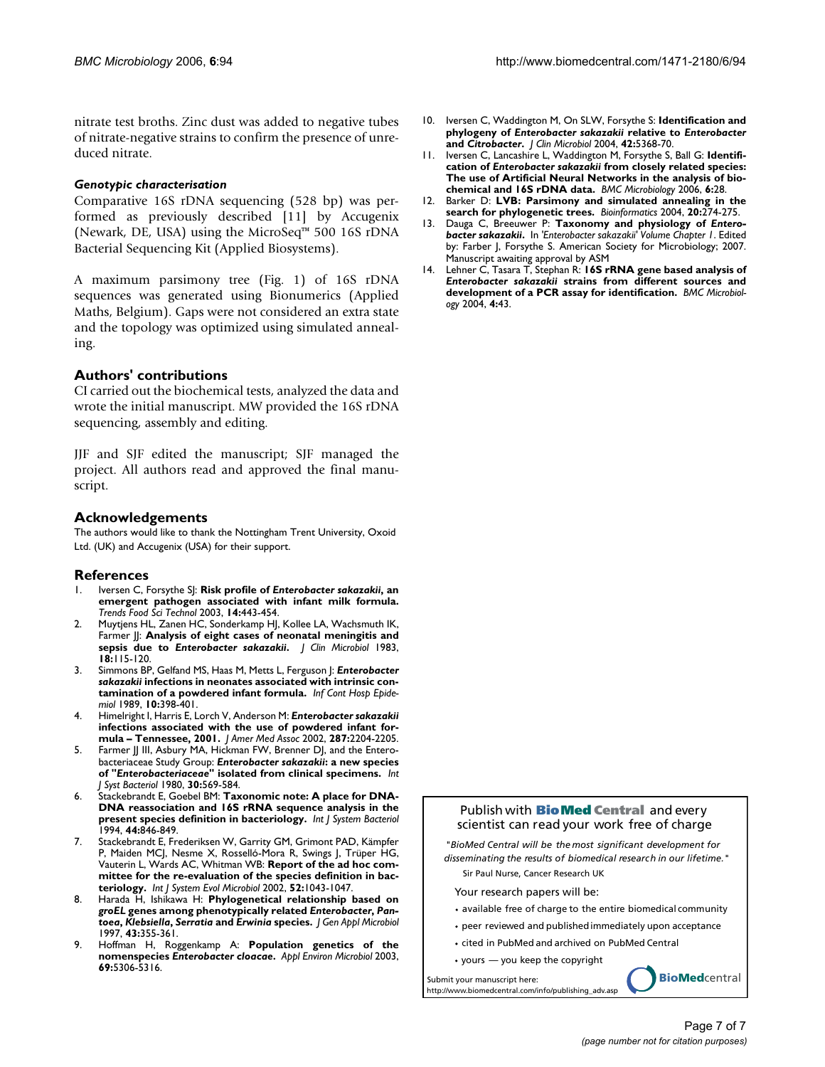nitrate test broths. Zinc dust was added to negative tubes of nitrate-negative strains to confirm the presence of unreduced nitrate.

### *Genotypic characterisation*

Comparative 16S rDNA sequencing (528 bp) was performed as previously described [11] by Accugenix (Newark, DE, USA) using the MicroSeq™ 500 16S rDNA Bacterial Sequencing Kit (Applied Biosystems).

A maximum parsimony tree (Fig. 1) of 16S rDNA sequences was generated using Bionumerics (Applied Maths, Belgium). Gaps were not considered an extra state and the topology was optimized using simulated annealing.

## Authors' contributions

CI carried out the biochemical tests, analyzed the data and wrote the initial manuscript. MW provided the 16S rDNA sequencing, assembly and editing.

JJF and SJF edited the manuscript; SJF managed the project. All authors read and approved the final manuscript.

## Acknowledgements

The authors would like to thank the Nottingham Trent University, Oxoid Ltd. (UK) and Accugenix (USA) for their support.

## References

1. Iversen C, Forsythe SJ: **Risk profile of *Enterobacter sakazakii*, an emergent pathogen associated with infant milk formula.** *Trends Food Sci Technol* 2003, **14:**443-454.
2. Muytjens HL, Zanen HC, Sonderkamp HJ, Kollee LA, Wachsmuth IK, Farmer JJ: **Analysis of eight cases of neonatal meningitis and sepsis due to *Enterobacter sakazakii*.** *J Clin Microbiol* 1983, **18:**115-120.
3. Simmons BP, Gelfand MS, Haas M, Metts L, Ferguson J: ***Enterobacter sakazakii* infections in neonates associated with intrinsic contamination of a powdered infant formula.** *Inf Cont Hosp Epidemiol* 1989, **10:**398-401.
4. Himelright I, Harris E, Lorch V, Anderson M: ***Enterobacter sakazakii* infections associated with the use of powdered infant formula – Tennessee, 2001.** *J Amer Med Assoc* 2002, **287:**2204-2205.
5. Farmer JJ III, Asbury MA, Hickman FW, Brenner DJ, and the Enterobacteriaceae Study Group: ***Enterobacter sakazakii*: a new species of "*Enterobacteriaceae*" isolated from clinical specimens.** *Int J Syst Bacteriol* 1980, **30:**569-584.
6. Stackebrandt E, Goebel BM: **Taxonomic note: A place for DNA-DNA reassociation and 16S rRNA sequence analysis in the present species definition in bacteriology.** *Int J System Bacteriol* 1994, **44:**846-849.
7. Stackebrandt E, Frederiksen W, Garrity GM, Grimont PAD, Kämpfer P, Maiden MCJ, Nesme X, Rosselló-Mora R, Swings J, Trüper HG, Vauterin L, Wards AC, Whitman WB: **Report of the ad hoc committee for the re-evaluation of the species definition in bacteriology.** *Int J System Evol Microbiol* 2002, **52:**1043-1047.
8. Harada H, Ishikawa H: **Phylogenetical relationship based on *groEL* genes among phenotypically related *Enterobacter*, *Pantoea*, *Klebsiella*, *Serratia* and *Erwinia* species.** *J Gen Appl Microbiol* 1997, **43:**355-361.
9. Hoffman H, Roggenkamp A: **Population genetics of the nomenspecies *Enterobacter cloacae*.** *Appl Environ Microbiol* 2003, **69:**5306-5316.
10. Iversen C, Waddington M, On SLW, Forsythe S: **Identification and phylogeny of *Enterobacter sakazakii* relative to *Enterobacter* and *Citrobacter*.** *J Clin Microbiol* 2004, **42:**5368-70.
11. Iversen C, Lancashire L, Waddington M, Forsythe S, Ball G: **Identification of *Enterobacter sakazakii* from closely related species: The use of Artificial Neural Networks in the analysis of biochemical and 16S rDNA data.** *BMC Microbiology* 2006, **6:**28.
12. Barker D: **LVB: Parsimony and simulated annealing in the search for phylogenetic trees.** *Bioinformatics* 2004, **20:**274-275.
13. Dauga C, Breeuwer P: **Taxonomy and physiology of *Enterobacter sakazakii*.** In *'Enterobacter sakazakii' Volume Chapter 1*. Edited by: Farber J, Forsythe S. American Society for Microbiology; 2007. Manuscript awaiting approval by ASM
14. Lehner C, Tasara T, Stephan R: **16S rRNA gene based analysis of *Enterobacter sakazakii* strains from different sources and development of a PCR assay for identification.** *BMC Microbiology* 2004, **4:**43.